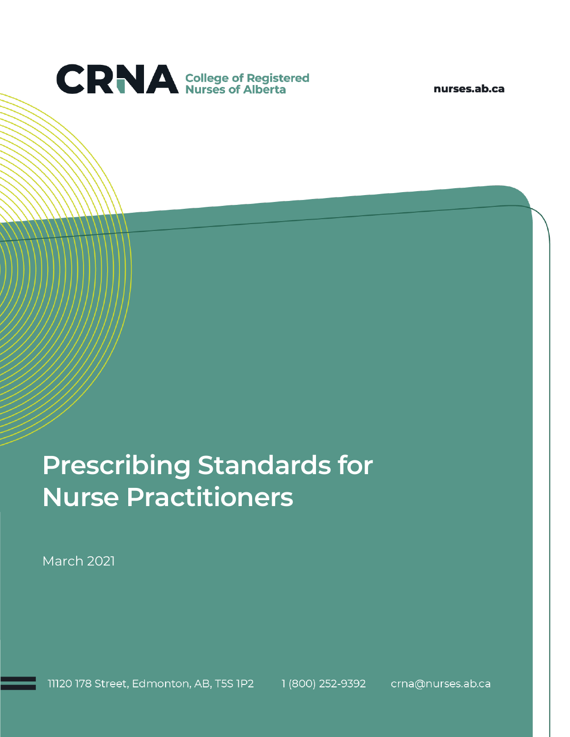CRNA College of Registered Nurses of Alberta

nurses.ab.ca

# Prescribing Standards for Nurse Practitioners

March 2021

11120 178 Street, Edmonton, AB, T5S 1P2 1 (800) 252-9392 crna@nurses.ab.ca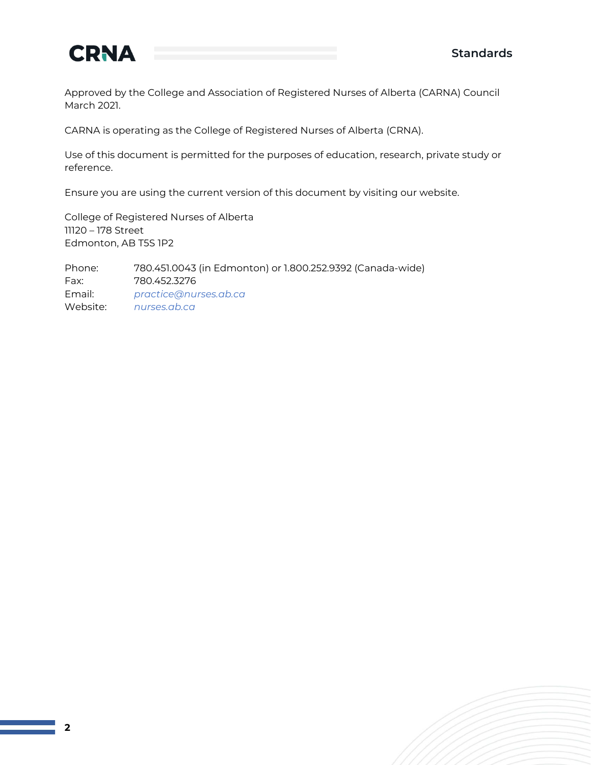Approved by the College and Association of Registered Nurses of Alberta (CARNA) Council March 2021.

CARNA is operating as the College of Registered Nurses of Alberta (CRNA).

Use of this document is permitted for the purposes of education, research, private study or reference.

Ensure you are using the current version of this document by visiting our website.

College of Registered Nurses of Alberta
11120 – 178 Street
Edmonton, AB T5S 1P2

Phone: 780.451.0043 (in Edmonton) or 1.800.252.9392 (Canada-wide)
Fax: 780.452.3276
Email: *practice@nurses.ab.ca*
Website: *nurses.ab.ca*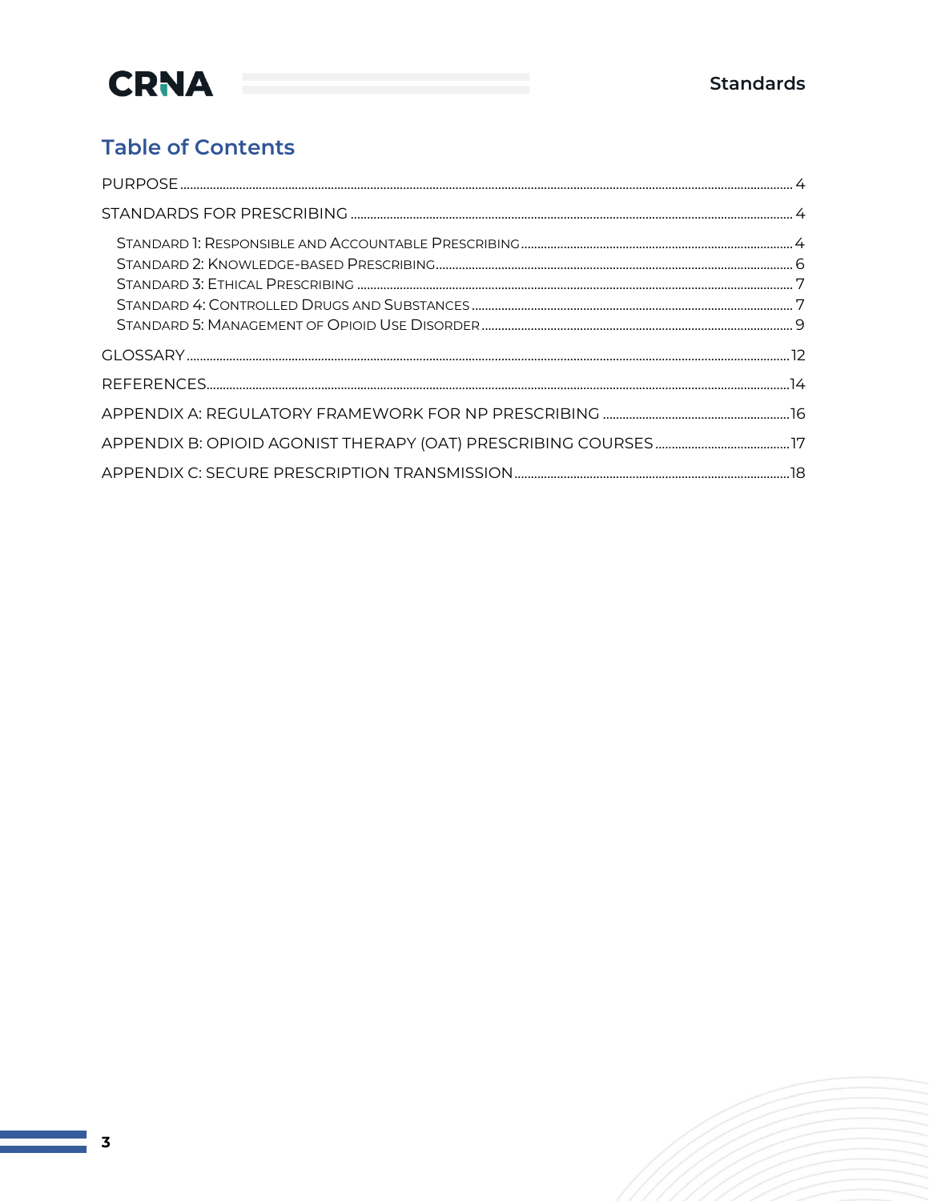## Table of Contents

PURPOSE ..... 4

STANDARDS FOR PRESCRIBING ..... 4

- Standard 1: Responsible and Accountable Prescribing ..... 4
- Standard 2: Knowledge-based Prescribing ..... 6
- Standard 3: Ethical Prescribing ..... 7
- Standard 4: Controlled Drugs and Substances ..... 7
- Standard 5: Management of Opioid Use Disorder ..... 9

GLOSSARY ..... 12

REFERENCES ..... 14

APPENDIX A: REGULATORY FRAMEWORK FOR NP PRESCRIBING ..... 16

APPENDIX B: OPIOID AGONIST THERAPY (OAT) PRESCRIBING COURSES ..... 17

APPENDIX C: SECURE PRESCRIPTION TRANSMISSION ..... 18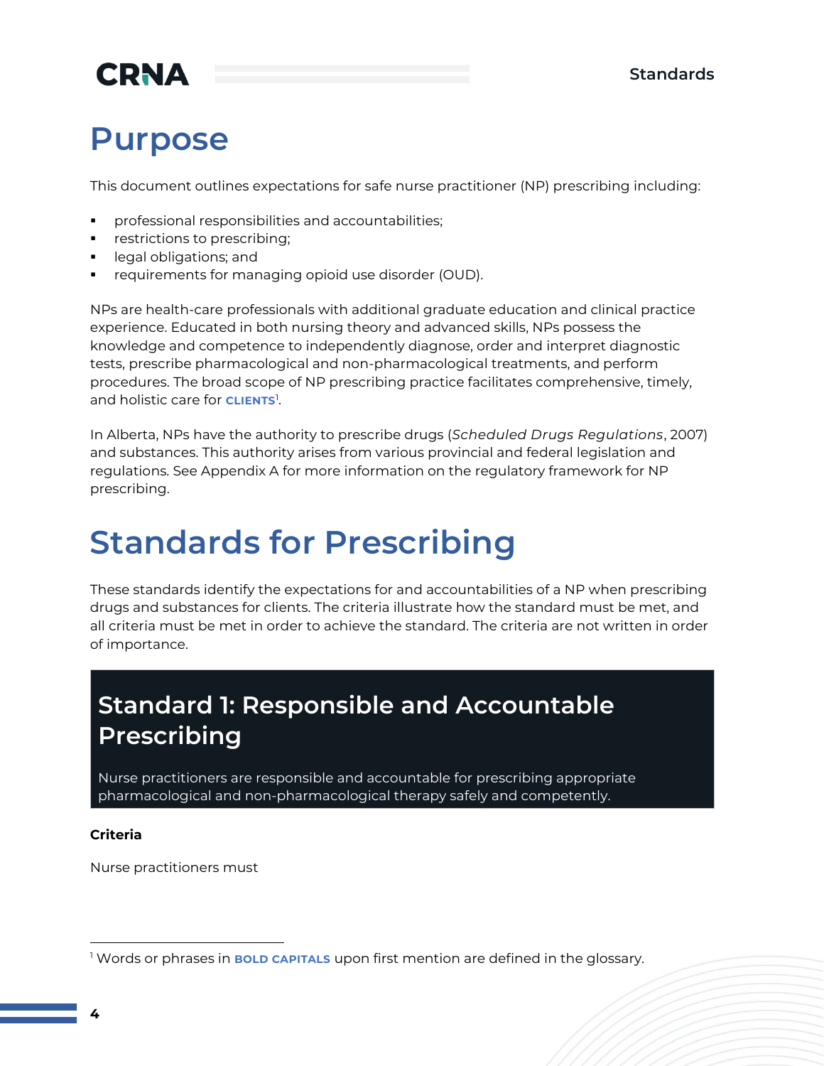# Purpose

This document outlines expectations for safe nurse practitioner (NP) prescribing including:

- professional responsibilities and accountabilities;
- restrictions to prescribing;
- legal obligations; and
- requirements for managing opioid use disorder (OUD).

NPs are health-care professionals with additional graduate education and clinical practice experience. Educated in both nursing theory and advanced skills, NPs possess the knowledge and competence to independently diagnose, order and interpret diagnostic tests, prescribe pharmacological and non-pharmacological treatments, and perform procedures. The broad scope of NP prescribing practice facilitates comprehensive, timely, and holistic care for **CLIENTS**[1].

In Alberta, NPs have the authority to prescribe drugs (*Scheduled Drugs Regulations*, 2007) and substances. This authority arises from various provincial and federal legislation and regulations. See Appendix A for more information on the regulatory framework for NP prescribing.

# Standards for Prescribing

These standards identify the expectations for and accountabilities of a NP when prescribing drugs and substances for clients. The criteria illustrate how the standard must be met, and all criteria must be met in order to achieve the standard. The criteria are not written in order of importance.

## Standard 1: Responsible and Accountable Prescribing

Nurse practitioners are responsible and accountable for prescribing appropriate pharmacological and non-pharmacological therapy safely and competently.

**Criteria**

Nurse practitioners must

[1] Words or phrases in **BOLD CAPITALS** upon first mention are defined in the glossary.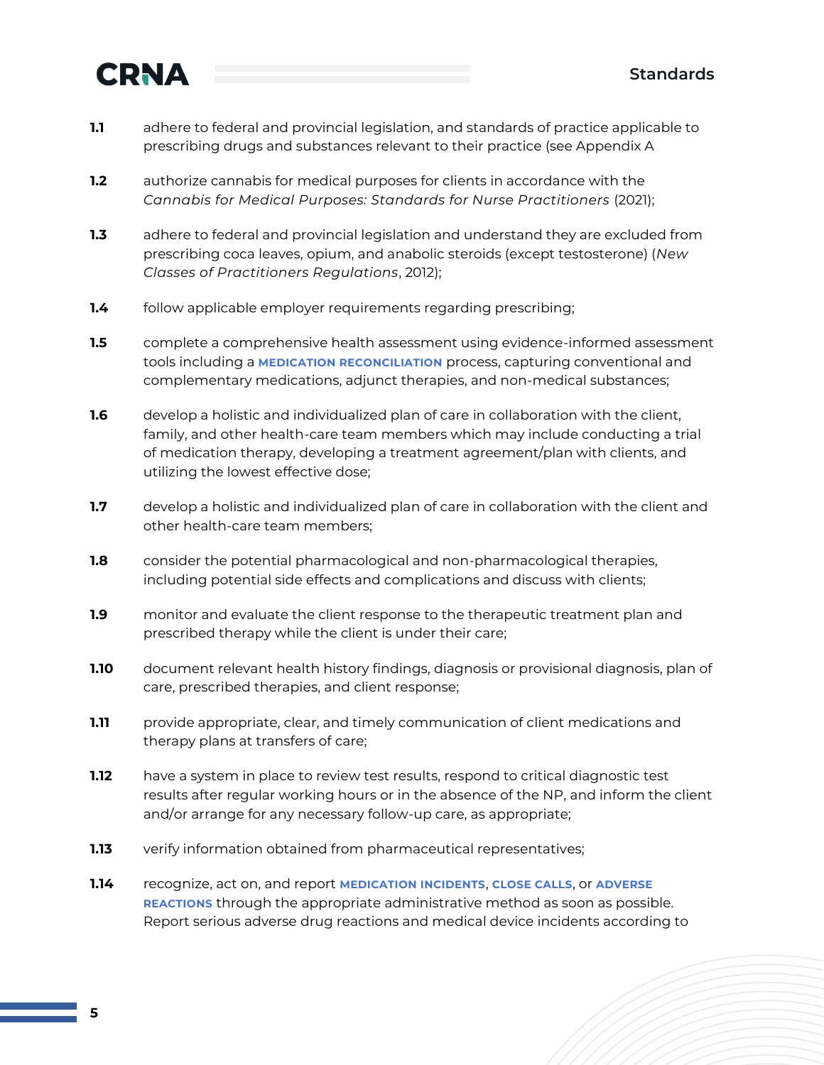**1.1** adhere to federal and provincial legislation, and standards of practice applicable to prescribing drugs and substances relevant to their practice (see Appendix A

**1.2** authorize cannabis for medical purposes for clients in accordance with the *Cannabis for Medical Purposes: Standards for Nurse Practitioners* (2021);

**1.3** adhere to federal and provincial legislation and understand they are excluded from prescribing coca leaves, opium, and anabolic steroids (except testosterone) (*New Classes of Practitioners Regulations*, 2012);

**1.4** follow applicable employer requirements regarding prescribing;

**1.5** complete a comprehensive health assessment using evidence-informed assessment tools including a **MEDICATION RECONCILIATION** process, capturing conventional and complementary medications, adjunct therapies, and non-medical substances;

**1.6** develop a holistic and individualized plan of care in collaboration with the client, family, and other health-care team members which may include conducting a trial of medication therapy, developing a treatment agreement/plan with clients, and utilizing the lowest effective dose;

**1.7** develop a holistic and individualized plan of care in collaboration with the client and other health-care team members;

**1.8** consider the potential pharmacological and non-pharmacological therapies, including potential side effects and complications and discuss with clients;

**1.9** monitor and evaluate the client response to the therapeutic treatment plan and prescribed therapy while the client is under their care;

**1.10** document relevant health history findings, diagnosis or provisional diagnosis, plan of care, prescribed therapies, and client response;

**1.11** provide appropriate, clear, and timely communication of client medications and therapy plans at transfers of care;

**1.12** have a system in place to review test results, respond to critical diagnostic test results after regular working hours or in the absence of the NP, and inform the client and/or arrange for any necessary follow-up care, as appropriate;

**1.13** verify information obtained from pharmaceutical representatives;

**1.14** recognize, act on, and report **MEDICATION INCIDENTS**, **CLOSE CALLS**, or **ADVERSE REACTIONS** through the appropriate administrative method as soon as possible. Report serious adverse drug reactions and medical device incidents according to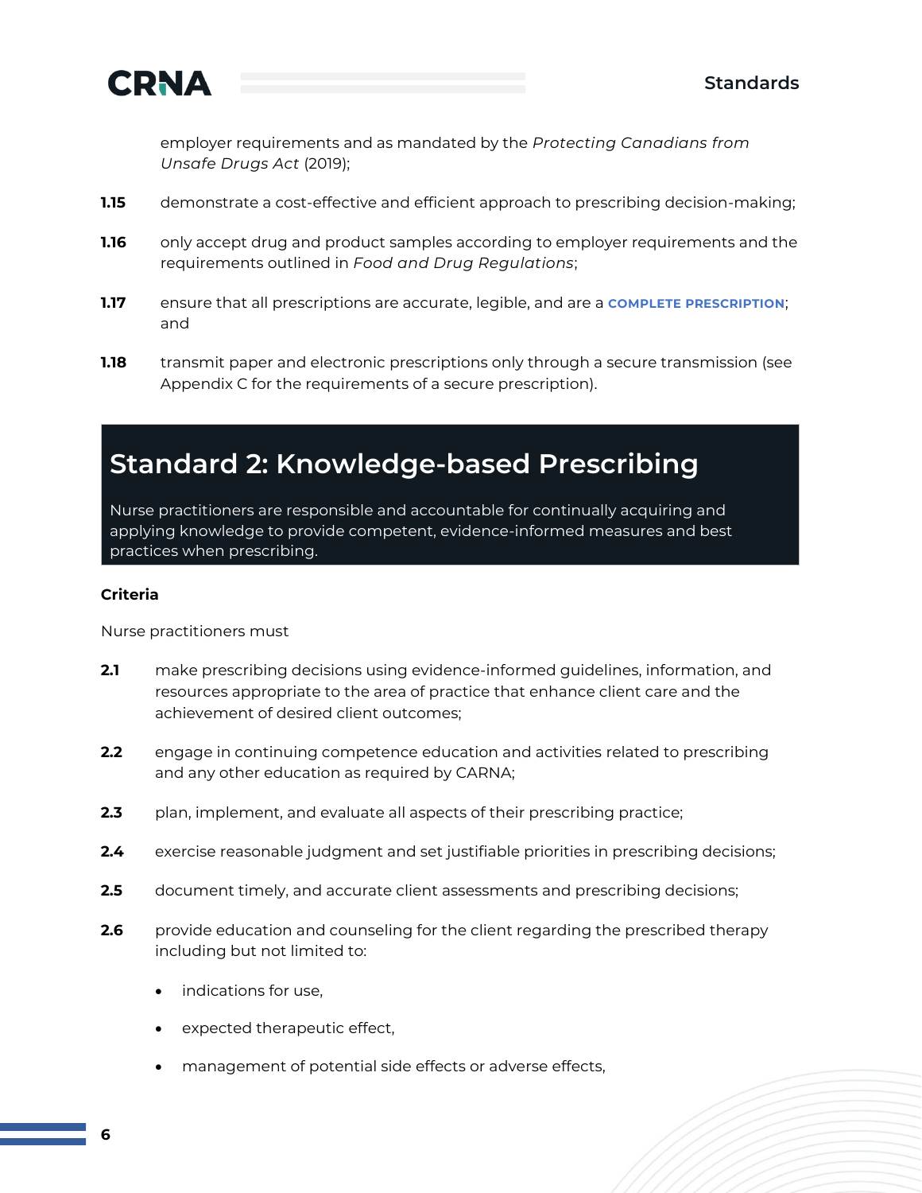employer requirements and as mandated by the *Protecting Canadians from Unsafe Drugs Act* (2019);

**1.15** demonstrate a cost-effective and efficient approach to prescribing decision-making;

**1.16** only accept drug and product samples according to employer requirements and the requirements outlined in *Food and Drug Regulations*;

**1.17** ensure that all prescriptions are accurate, legible, and are a **COMPLETE PRESCRIPTION**; and

**1.18** transmit paper and electronic prescriptions only through a secure transmission (see Appendix C for the requirements of a secure prescription).

## Standard 2: Knowledge-based Prescribing

Nurse practitioners are responsible and accountable for continually acquiring and applying knowledge to provide competent, evidence-informed measures and best practices when prescribing.

**Criteria**

Nurse practitioners must

**2.1** make prescribing decisions using evidence-informed guidelines, information, and resources appropriate to the area of practice that enhance client care and the achievement of desired client outcomes;

**2.2** engage in continuing competence education and activities related to prescribing and any other education as required by CARNA;

**2.3** plan, implement, and evaluate all aspects of their prescribing practice;

**2.4** exercise reasonable judgment and set justifiable priorities in prescribing decisions;

**2.5** document timely, and accurate client assessments and prescribing decisions;

**2.6** provide education and counseling for the client regarding the prescribed therapy including but not limited to:

- indications for use,
- expected therapeutic effect,
- management of potential side effects or adverse effects,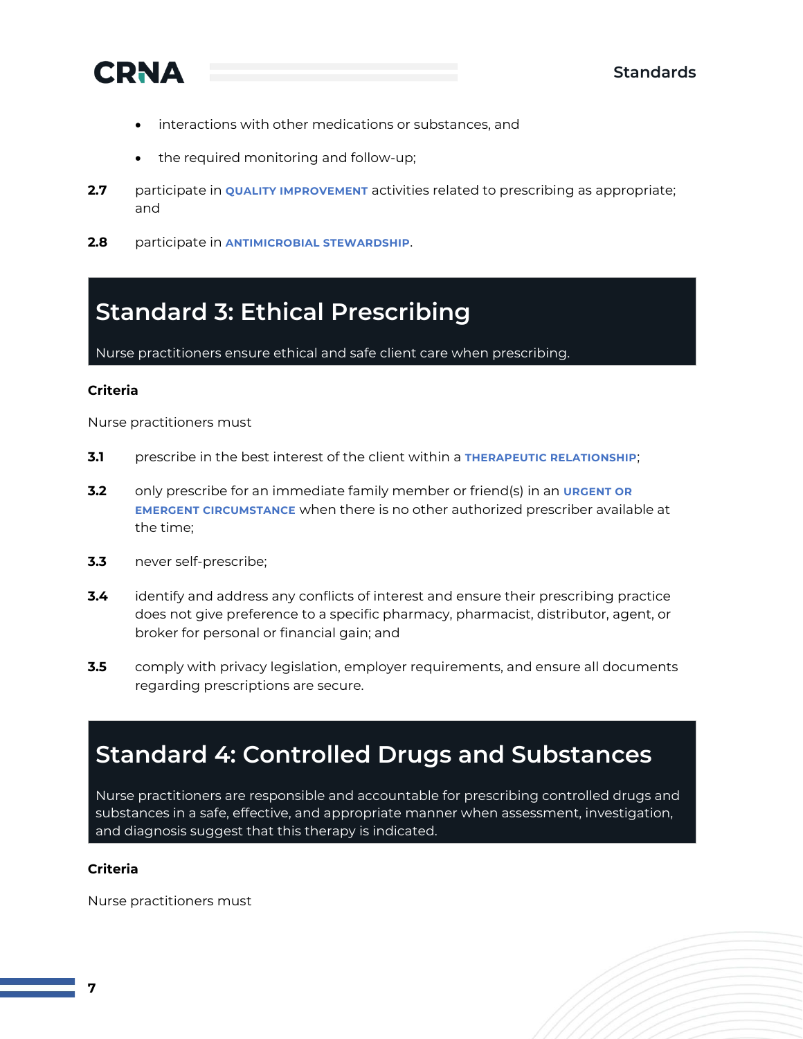- interactions with other medications or substances, and
- the required monitoring and follow-up;

**2.7** participate in **QUALITY IMPROVEMENT** activities related to prescribing as appropriate; and

**2.8** participate in **ANTIMICROBIAL STEWARDSHIP**.

## Standard 3: Ethical Prescribing

Nurse practitioners ensure ethical and safe client care when prescribing.

**Criteria**

Nurse practitioners must

**3.1** prescribe in the best interest of the client within a **THERAPEUTIC RELATIONSHIP**;

**3.2** only prescribe for an immediate family member or friend(s) in an **URGENT OR EMERGENT CIRCUMSTANCE** when there is no other authorized prescriber available at the time;

**3.3** never self-prescribe;

**3.4** identify and address any conflicts of interest and ensure their prescribing practice does not give preference to a specific pharmacy, pharmacist, distributor, agent, or broker for personal or financial gain; and

**3.5** comply with privacy legislation, employer requirements, and ensure all documents regarding prescriptions are secure.

## Standard 4: Controlled Drugs and Substances

Nurse practitioners are responsible and accountable for prescribing controlled drugs and substances in a safe, effective, and appropriate manner when assessment, investigation, and diagnosis suggest that this therapy is indicated.

**Criteria**

Nurse practitioners must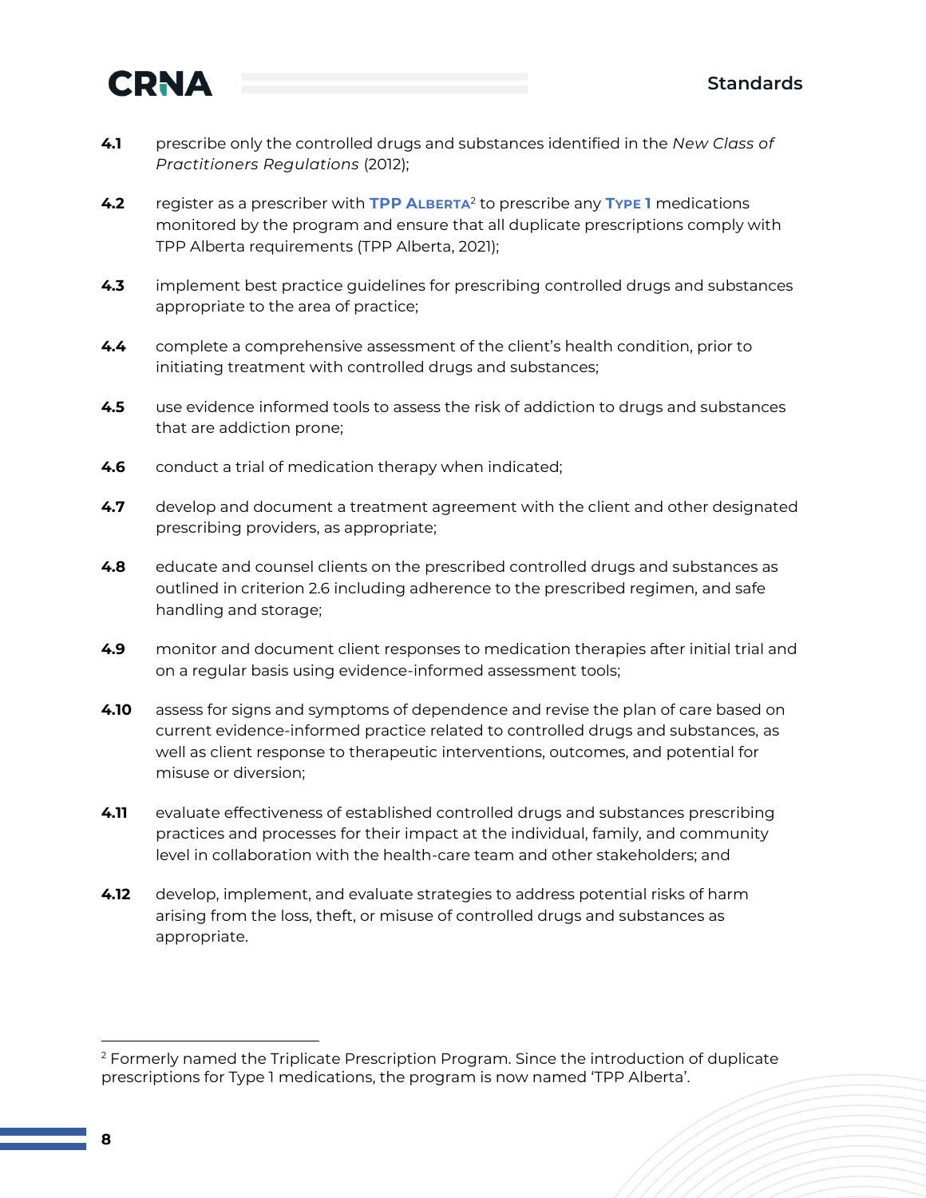**4.1** prescribe only the controlled drugs and substances identified in the *New Class of Practitioners Regulations* (2012);

**4.2** register as a prescriber with **TPP ALBERTA**[2] to prescribe any **TYPE 1** medications monitored by the program and ensure that all duplicate prescriptions comply with TPP Alberta requirements (TPP Alberta, 2021);

**4.3** implement best practice guidelines for prescribing controlled drugs and substances appropriate to the area of practice;

**4.4** complete a comprehensive assessment of the client's health condition, prior to initiating treatment with controlled drugs and substances;

**4.5** use evidence informed tools to assess the risk of addiction to drugs and substances that are addiction prone;

**4.6** conduct a trial of medication therapy when indicated;

**4.7** develop and document a treatment agreement with the client and other designated prescribing providers, as appropriate;

**4.8** educate and counsel clients on the prescribed controlled drugs and substances as outlined in criterion 2.6 including adherence to the prescribed regimen, and safe handling and storage;

**4.9** monitor and document client responses to medication therapies after initial trial and on a regular basis using evidence-informed assessment tools;

**4.10** assess for signs and symptoms of dependence and revise the plan of care based on current evidence-informed practice related to controlled drugs and substances, as well as client response to therapeutic interventions, outcomes, and potential for misuse or diversion;

**4.11** evaluate effectiveness of established controlled drugs and substances prescribing practices and processes for their impact at the individual, family, and community level in collaboration with the health-care team and other stakeholders; and

**4.12** develop, implement, and evaluate strategies to address potential risks of harm arising from the loss, theft, or misuse of controlled drugs and substances as appropriate.

---

[2] Formerly named the Triplicate Prescription Program. Since the introduction of duplicate prescriptions for Type 1 medications, the program is now named 'TPP Alberta'.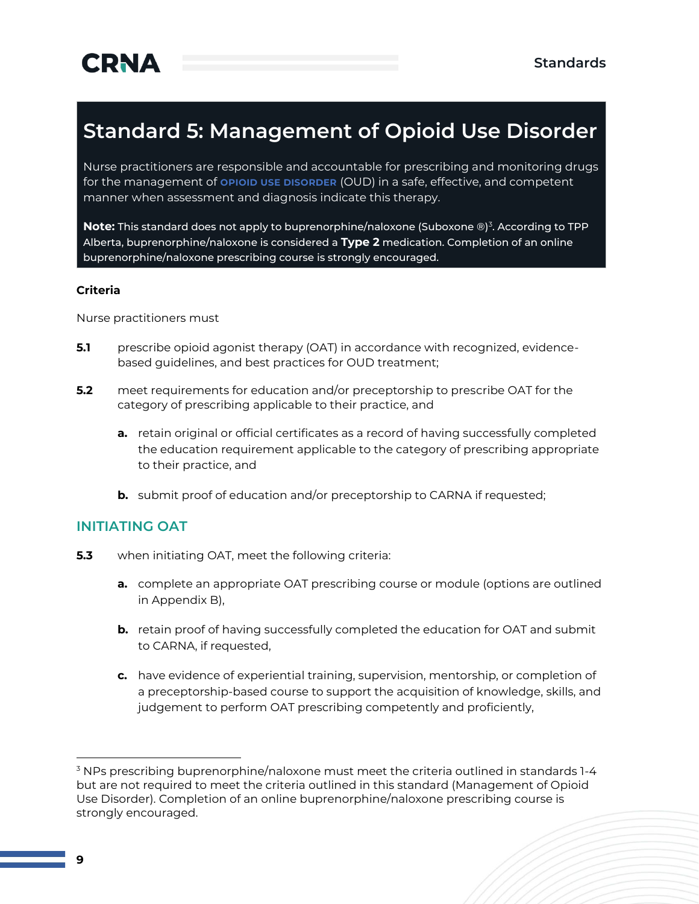## Standard 5: Management of Opioid Use Disorder

Nurse practitioners are responsible and accountable for prescribing and monitoring drugs for the management of **OPIOID USE DISORDER** (OUD) in a safe, effective, and competent manner when assessment and diagnosis indicate this therapy.

**Note:** This standard does not apply to buprenorphine/naloxone (Suboxone ®)[3]. According to TPP Alberta, buprenorphine/naloxone is considered a **Type 2** medication. Completion of an online buprenorphine/naloxone prescribing course is strongly encouraged.

**Criteria**

Nurse practitioners must

**5.1** prescribe opioid agonist therapy (OAT) in accordance with recognized, evidence-based guidelines, and best practices for OUD treatment;

**5.2** meet requirements for education and/or preceptorship to prescribe OAT for the category of prescribing applicable to their practice, and

- **a.** retain original or official certificates as a record of having successfully completed the education requirement applicable to the category of prescribing appropriate to their practice, and
- **b.** submit proof of education and/or preceptorship to CARNA if requested;

### INITIATING OAT

**5.3** when initiating OAT, meet the following criteria:

- **a.** complete an appropriate OAT prescribing course or module (options are outlined in Appendix B),
- **b.** retain proof of having successfully completed the education for OAT and submit to CARNA, if requested,
- **c.** have evidence of experiential training, supervision, mentorship, or completion of a preceptorship-based course to support the acquisition of knowledge, skills, and judgement to perform OAT prescribing competently and proficiently,

---

[3] NPs prescribing buprenorphine/naloxone must meet the criteria outlined in standards 1-4 but are not required to meet the criteria outlined in this standard (Management of Opioid Use Disorder). Completion of an online buprenorphine/naloxone prescribing course is strongly encouraged.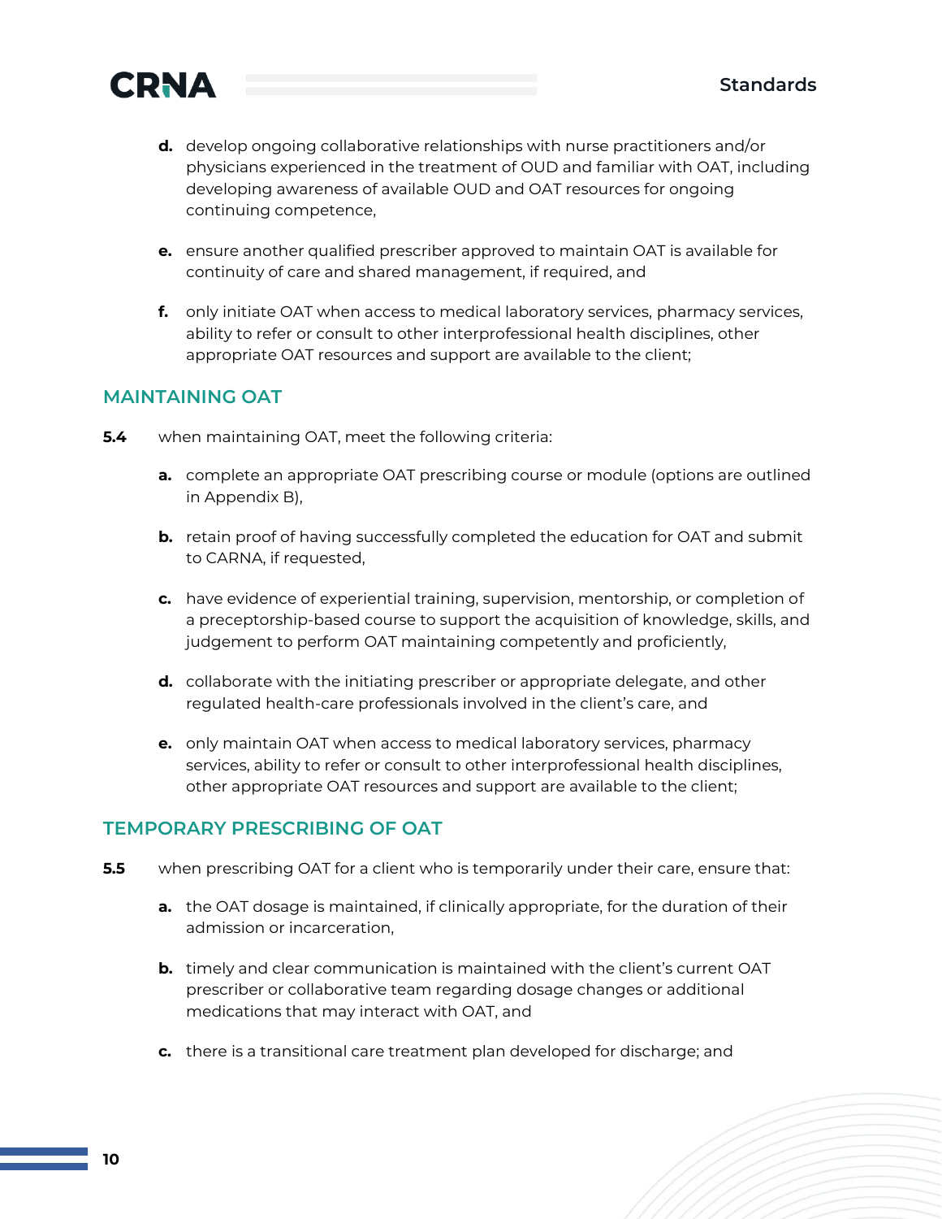d. develop ongoing collaborative relationships with nurse practitioners and/or physicians experienced in the treatment of OUD and familiar with OAT, including developing awareness of available OUD and OAT resources for ongoing continuing competence,

e. ensure another qualified prescriber approved to maintain OAT is available for continuity of care and shared management, if required, and

f. only initiate OAT when access to medical laboratory services, pharmacy services, ability to refer or consult to other interprofessional health disciplines, other appropriate OAT resources and support are available to the client;

## MAINTAINING OAT

**5.4** when maintaining OAT, meet the following criteria:

a. complete an appropriate OAT prescribing course or module (options are outlined in Appendix B),

b. retain proof of having successfully completed the education for OAT and submit to CARNA, if requested,

c. have evidence of experiential training, supervision, mentorship, or completion of a preceptorship-based course to support the acquisition of knowledge, skills, and judgement to perform OAT maintaining competently and proficiently,

d. collaborate with the initiating prescriber or appropriate delegate, and other regulated health-care professionals involved in the client's care, and

e. only maintain OAT when access to medical laboratory services, pharmacy services, ability to refer or consult to other interprofessional health disciplines, other appropriate OAT resources and support are available to the client;

## TEMPORARY PRESCRIBING OF OAT

**5.5** when prescribing OAT for a client who is temporarily under their care, ensure that:

a. the OAT dosage is maintained, if clinically appropriate, for the duration of their admission or incarceration,

b. timely and clear communication is maintained with the client's current OAT prescriber or collaborative team regarding dosage changes or additional medications that may interact with OAT, and

c. there is a transitional care treatment plan developed for discharge; and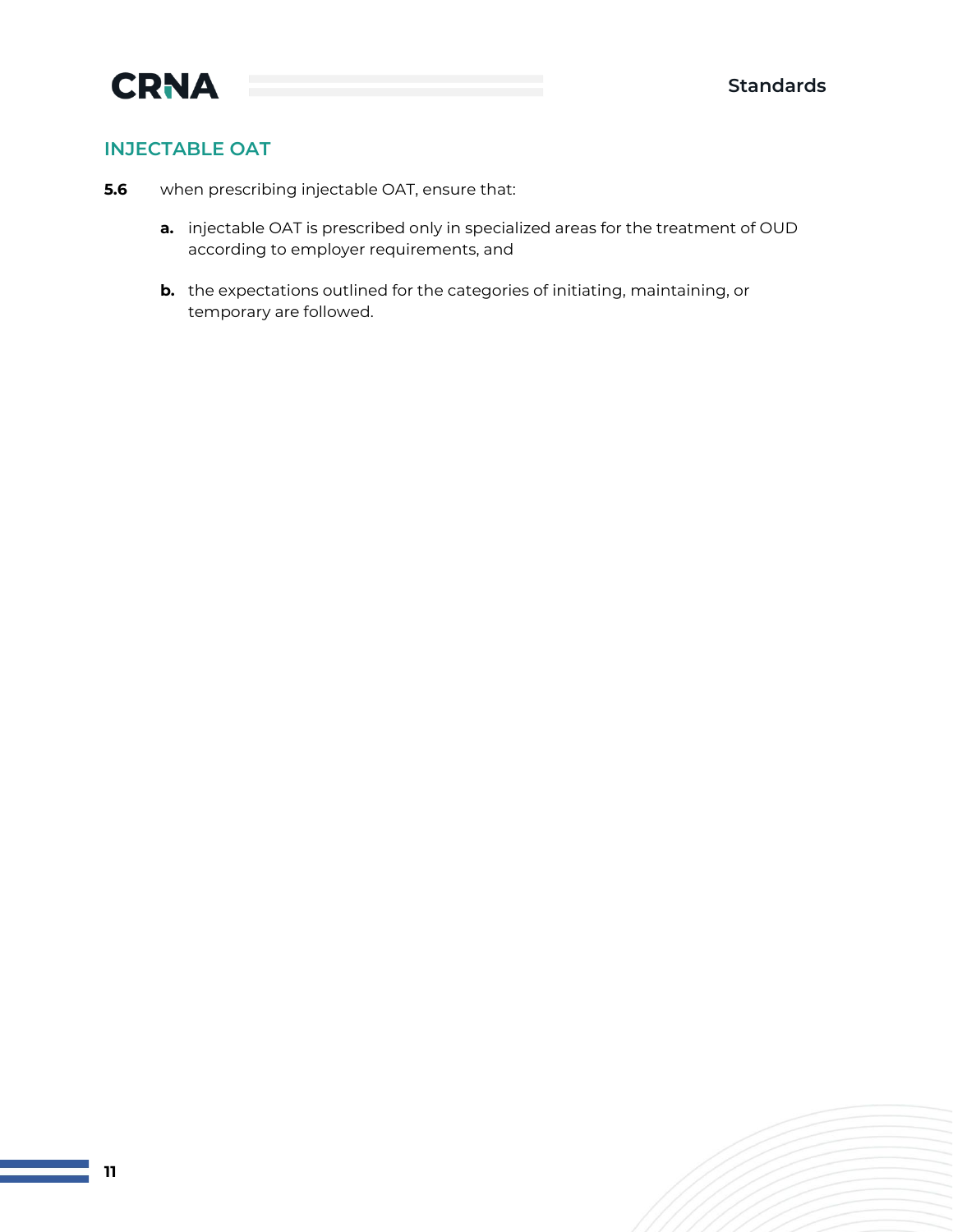## INJECTABLE OAT

**5.6** when prescribing injectable OAT, ensure that:

- **a.** injectable OAT is prescribed only in specialized areas for the treatment of OUD according to employer requirements, and
- **b.** the expectations outlined for the categories of initiating, maintaining, or temporary are followed.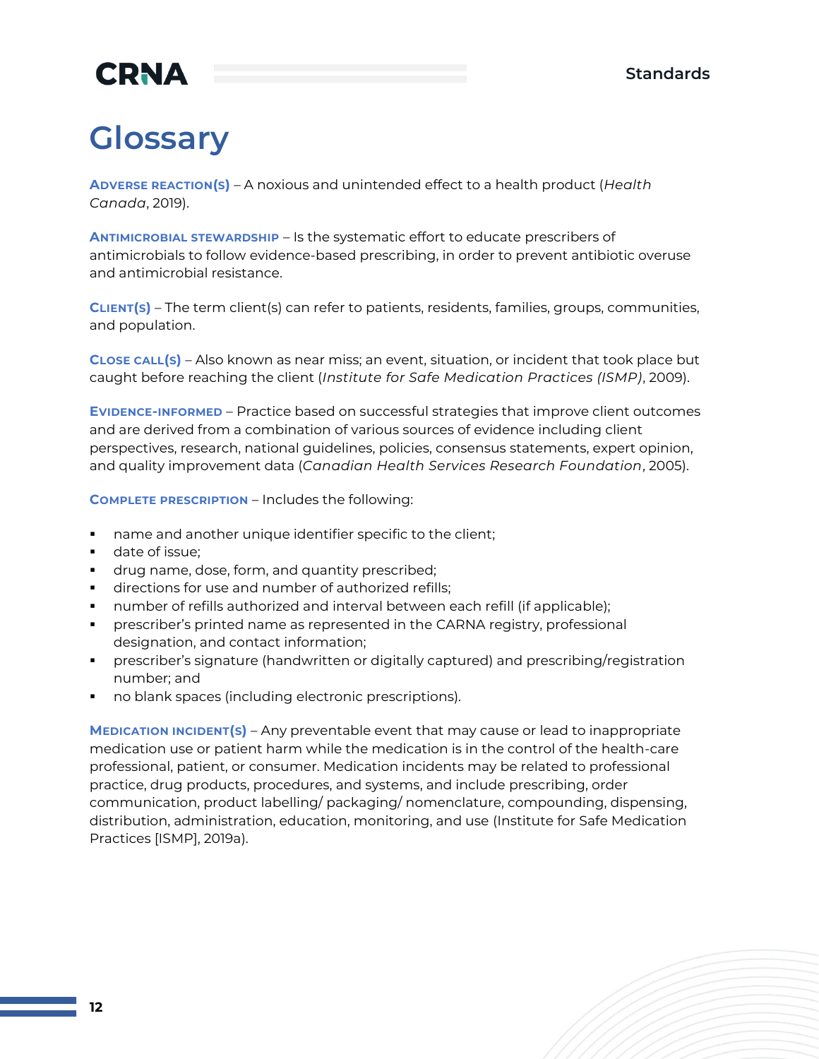# Glossary

**Adverse reaction(s)** – A noxious and unintended effect to a health product (*Health Canada*, 2019).

**Antimicrobial stewardship** – Is the systematic effort to educate prescribers of antimicrobials to follow evidence-based prescribing, in order to prevent antibiotic overuse and antimicrobial resistance.

**Client(s)** – The term client(s) can refer to patients, residents, families, groups, communities, and population.

**Close call(s)** – Also known as near miss; an event, situation, or incident that took place but caught before reaching the client (*Institute for Safe Medication Practices (ISMP)*, 2009).

**Evidence-informed** – Practice based on successful strategies that improve client outcomes and are derived from a combination of various sources of evidence including client perspectives, research, national guidelines, policies, consensus statements, expert opinion, and quality improvement data (*Canadian Health Services Research Foundation*, 2005).

**Complete prescription** – Includes the following:

- name and another unique identifier specific to the client;
- date of issue;
- drug name, dose, form, and quantity prescribed;
- directions for use and number of authorized refills;
- number of refills authorized and interval between each refill (if applicable);
- prescriber's printed name as represented in the CARNA registry, professional designation, and contact information;
- prescriber's signature (handwritten or digitally captured) and prescribing/registration number; and
- no blank spaces (including electronic prescriptions).

**Medication incident(s)** – Any preventable event that may cause or lead to inappropriate medication use or patient harm while the medication is in the control of the health-care professional, patient, or consumer. Medication incidents may be related to professional practice, drug products, procedures, and systems, and include prescribing, order communication, product labelling/ packaging/ nomenclature, compounding, dispensing, distribution, administration, education, monitoring, and use (Institute for Safe Medication Practices [ISMP], 2019a).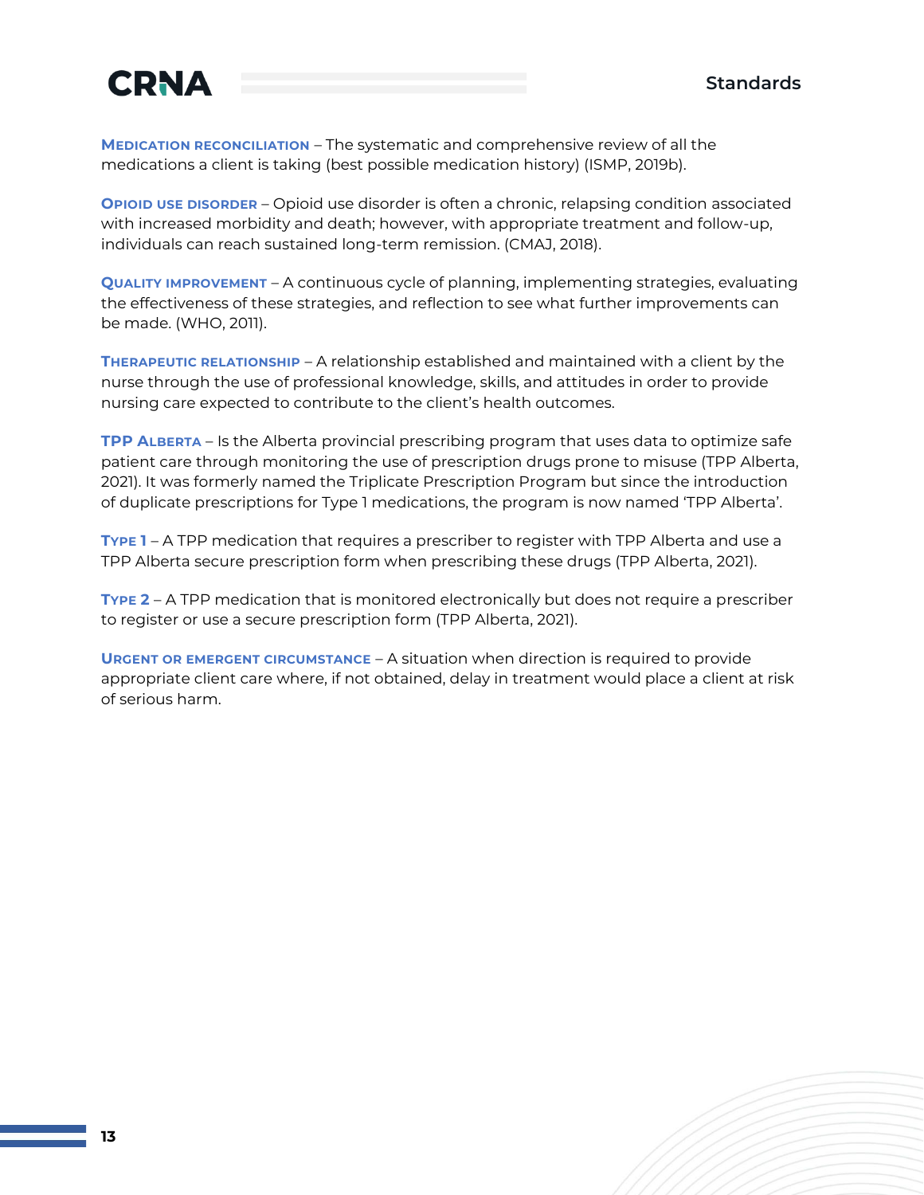**Medication reconciliation** – The systematic and comprehensive review of all the medications a client is taking (best possible medication history) (ISMP, 2019b).

**Opioid use disorder** – Opioid use disorder is often a chronic, relapsing condition associated with increased morbidity and death; however, with appropriate treatment and follow-up, individuals can reach sustained long-term remission. (CMAJ, 2018).

**Quality improvement** – A continuous cycle of planning, implementing strategies, evaluating the effectiveness of these strategies, and reflection to see what further improvements can be made. (WHO, 2011).

**Therapeutic relationship** – A relationship established and maintained with a client by the nurse through the use of professional knowledge, skills, and attitudes in order to provide nursing care expected to contribute to the client's health outcomes.

**TPP Alberta** – Is the Alberta provincial prescribing program that uses data to optimize safe patient care through monitoring the use of prescription drugs prone to misuse (TPP Alberta, 2021). It was formerly named the Triplicate Prescription Program but since the introduction of duplicate prescriptions for Type 1 medications, the program is now named 'TPP Alberta'.

**Type 1** – A TPP medication that requires a prescriber to register with TPP Alberta and use a TPP Alberta secure prescription form when prescribing these drugs (TPP Alberta, 2021).

**Type 2** – A TPP medication that is monitored electronically but does not require a prescriber to register or use a secure prescription form (TPP Alberta, 2021).

**Urgent or emergent circumstance** – A situation when direction is required to provide appropriate client care where, if not obtained, delay in treatment would place a client at risk of serious harm.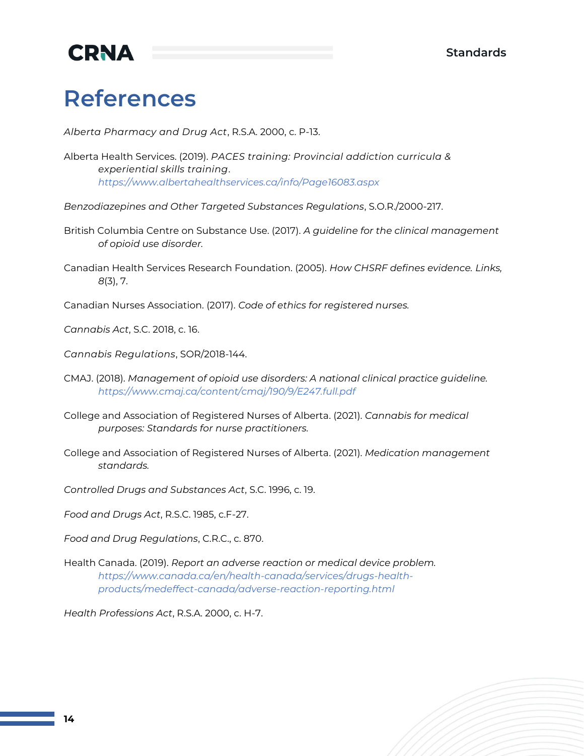# References

*Alberta Pharmacy and Drug Act*, R.S.A. 2000, c. P-13.

Alberta Health Services. (2019). *PACES training: Provincial addiction curricula & experiential skills training*. https://www.albertahealthservices.ca/info/Page16083.aspx

*Benzodiazepines and Other Targeted Substances Regulations*, S.O.R./2000-217.

British Columbia Centre on Substance Use. (2017). *A guideline for the clinical management of opioid use disorder.*

Canadian Health Services Research Foundation. (2005). *How CHSRF defines evidence. Links, 8*(3), 7.

Canadian Nurses Association. (2017). *Code of ethics for registered nurses.*

*Cannabis Act*, S.C. 2018, c. 16.

*Cannabis Regulations*, SOR/2018-144.

CMAJ. (2018). *Management of opioid use disorders: A national clinical practice guideline.* https://www.cmaj.ca/content/cmaj/190/9/E247.full.pdf

College and Association of Registered Nurses of Alberta. (2021). *Cannabis for medical purposes: Standards for nurse practitioners.*

College and Association of Registered Nurses of Alberta. (2021). *Medication management standards.*

*Controlled Drugs and Substances Act*, S.C. 1996, c. 19.

*Food and Drugs Act*, R.S.C. 1985, c.F-27.

*Food and Drug Regulations*, C.R.C., c. 870.

Health Canada. (2019). *Report an adverse reaction or medical device problem.* https://www.canada.ca/en/health-canada/services/drugs-health-products/medeffect-canada/adverse-reaction-reporting.html

*Health Professions Act*, R.S.A. 2000, c. H-7.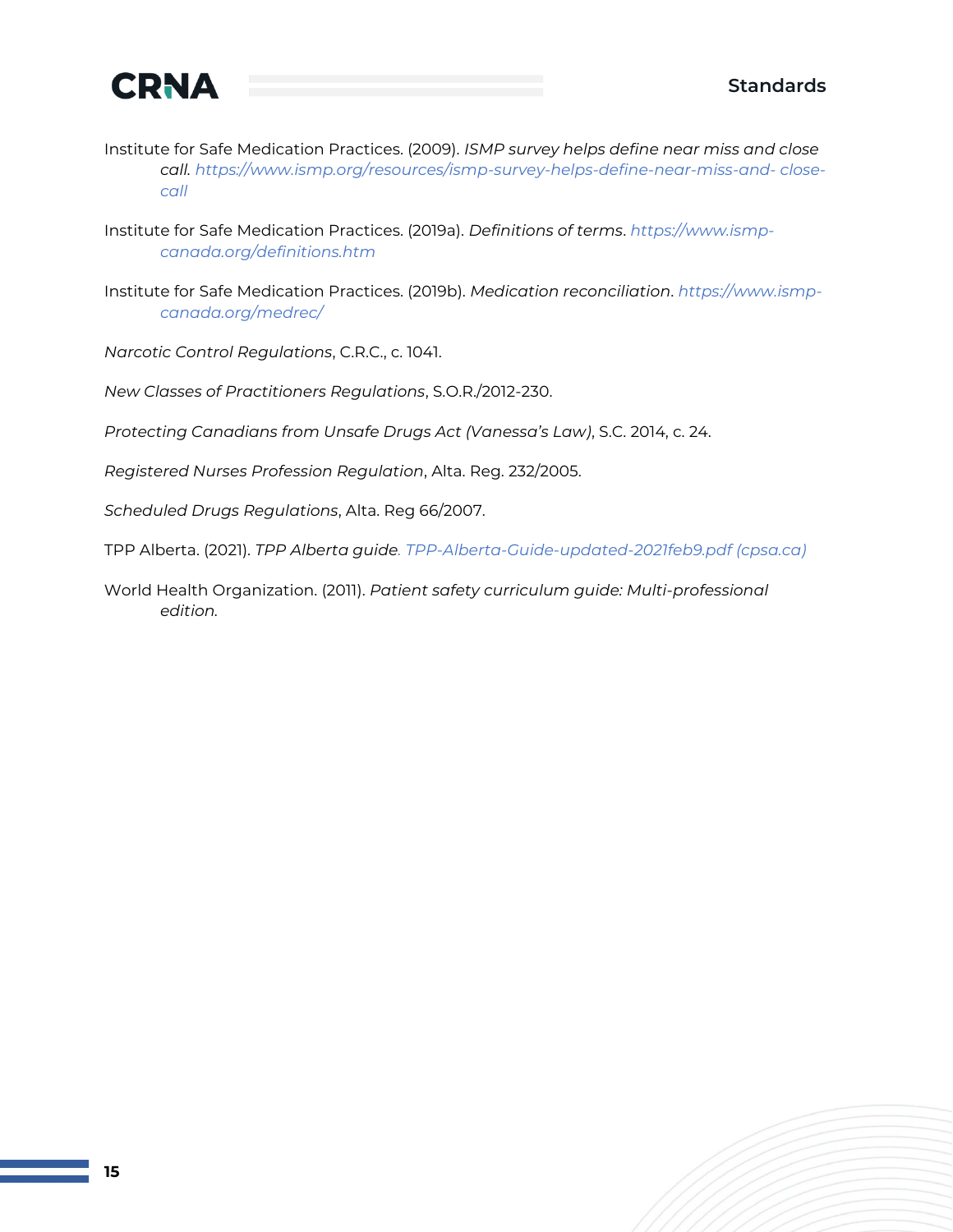Institute for Safe Medication Practices. (2009). *ISMP survey helps define near miss and close call.* https://www.ismp.org/resources/ismp-survey-helps-define-near-miss-and- close-call

Institute for Safe Medication Practices. (2019a). *Definitions of terms*. https://www.ismp-canada.org/definitions.htm

Institute for Safe Medication Practices. (2019b). *Medication reconciliation*. https://www.ismp-canada.org/medrec/

*Narcotic Control Regulations*, C.R.C., c. 1041.

*New Classes of Practitioners Regulations*, S.O.R./2012-230.

*Protecting Canadians from Unsafe Drugs Act (Vanessa's Law)*, S.C. 2014, c. 24.

*Registered Nurses Profession Regulation*, Alta. Reg. 232/2005.

*Scheduled Drugs Regulations*, Alta. Reg 66/2007.

TPP Alberta. (2021). *TPP Alberta guide*. TPP-Alberta-Guide-updated-2021feb9.pdf (cpsa.ca)

World Health Organization. (2011). *Patient safety curriculum guide: Multi-professional edition.*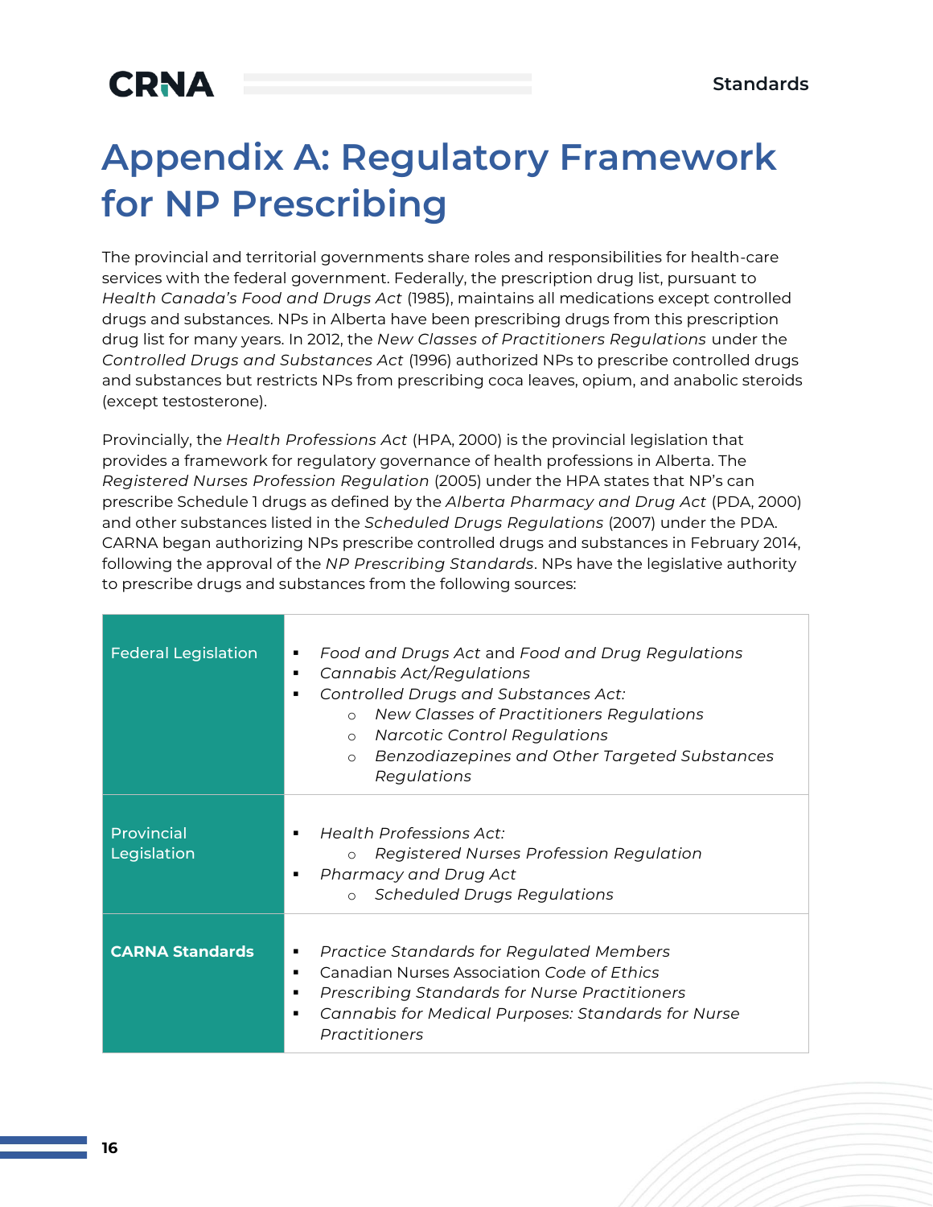# Appendix A: Regulatory Framework for NP Prescribing

The provincial and territorial governments share roles and responsibilities for health-care services with the federal government. Federally, the prescription drug list, pursuant to *Health Canada's Food and Drugs Act* (1985), maintains all medications except controlled drugs and substances. NPs in Alberta have been prescribing drugs from this prescription drug list for many years. In 2012, the *New Classes of Practitioners Regulations* under the *Controlled Drugs and Substances Act* (1996) authorized NPs to prescribe controlled drugs and substances but restricts NPs from prescribing coca leaves, opium, and anabolic steroids (except testosterone).

Provincially, the *Health Professions Act* (HPA, 2000) is the provincial legislation that provides a framework for regulatory governance of health professions in Alberta. The *Registered Nurses Profession Regulation* (2005) under the HPA states that NP's can prescribe Schedule 1 drugs as defined by the *Alberta Pharmacy and Drug Act* (PDA, 2000) and other substances listed in the *Scheduled Drugs Regulations* (2007) under the PDA. CARNA began authorizing NPs prescribe controlled drugs and substances in February 2014, following the approval of the *NP Prescribing Standards*. NPs have the legislative authority to prescribe drugs and substances from the following sources:

| | |
|---|---|
| Federal Legislation | ▪ *Food and Drugs Act* and *Food and Drug Regulations*<br>▪ *Cannabis Act/Regulations*<br>▪ *Controlled Drugs and Substances Act:*<br>&nbsp;&nbsp;&nbsp;&nbsp;o *New Classes of Practitioners Regulations*<br>&nbsp;&nbsp;&nbsp;&nbsp;o *Narcotic Control Regulations*<br>&nbsp;&nbsp;&nbsp;&nbsp;o *Benzodiazepines and Other Targeted Substances Regulations* |
| Provincial Legislation | ▪ *Health Professions Act:*<br>&nbsp;&nbsp;&nbsp;&nbsp;o *Registered Nurses Profession Regulation*<br>▪ *Pharmacy and Drug Act*<br>&nbsp;&nbsp;&nbsp;&nbsp;o *Scheduled Drugs Regulations* |
| **CARNA Standards** | ▪ *Practice Standards for Regulated Members*<br>▪ Canadian Nurses Association *Code of Ethics*<br>▪ *Prescribing Standards for Nurse Practitioners*<br>▪ *Cannabis for Medical Purposes: Standards for Nurse Practitioners* |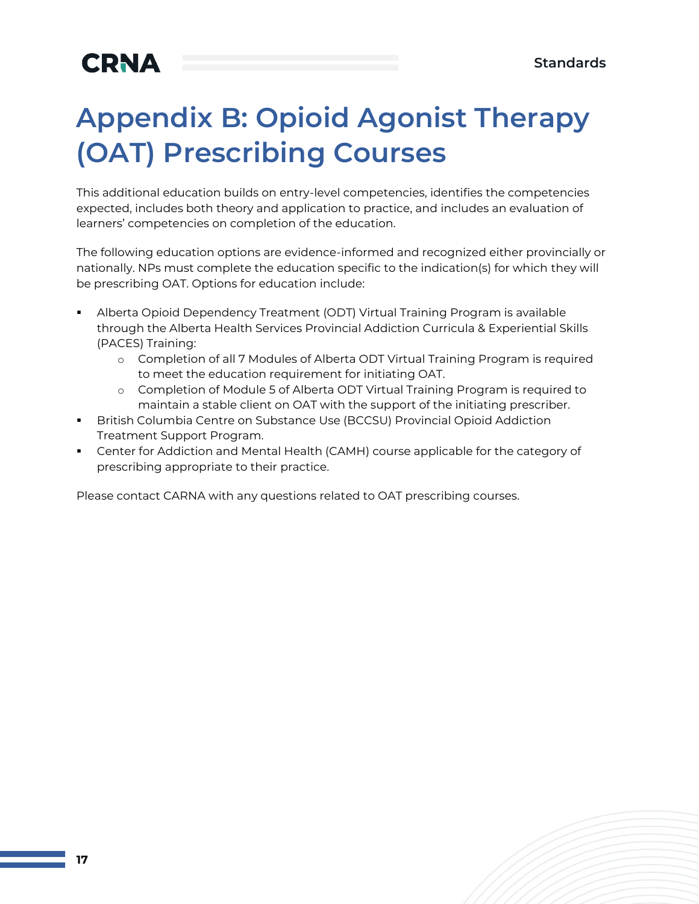# Appendix B: Opioid Agonist Therapy (OAT) Prescribing Courses

This additional education builds on entry-level competencies, identifies the competencies expected, includes both theory and application to practice, and includes an evaluation of learners' competencies on completion of the education.

The following education options are evidence-informed and recognized either provincially or nationally. NPs must complete the education specific to the indication(s) for which they will be prescribing OAT. Options for education include:

- Alberta Opioid Dependency Treatment (ODT) Virtual Training Program is available through the Alberta Health Services Provincial Addiction Curricula & Experiential Skills (PACES) Training:
    - Completion of all 7 Modules of Alberta ODT Virtual Training Program is required to meet the education requirement for initiating OAT.
    - Completion of Module 5 of Alberta ODT Virtual Training Program is required to maintain a stable client on OAT with the support of the initiating prescriber.
- British Columbia Centre on Substance Use (BCCSU) Provincial Opioid Addiction Treatment Support Program.
- Center for Addiction and Mental Health (CAMH) course applicable for the category of prescribing appropriate to their practice.

Please contact CARNA with any questions related to OAT prescribing courses.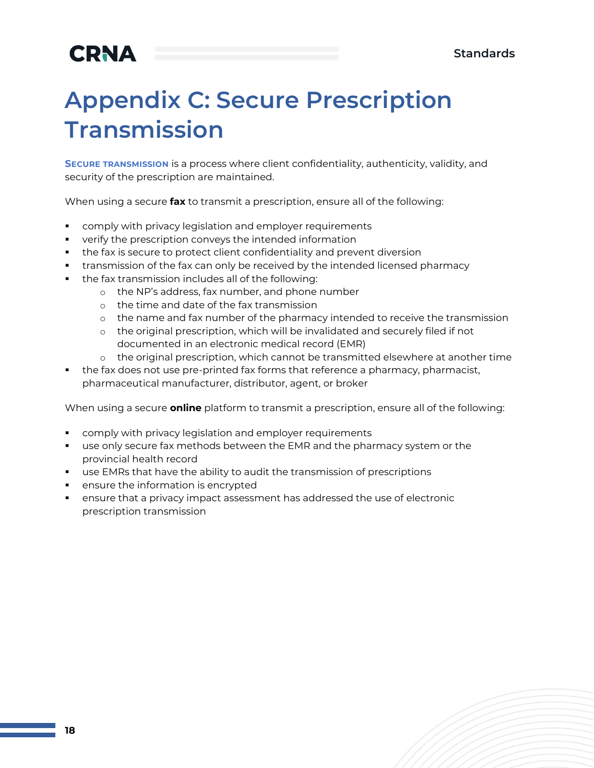# Appendix C: Secure Prescription Transmission

**SECURE TRANSMISSION** is a process where client confidentiality, authenticity, validity, and security of the prescription are maintained.

When using a secure **fax** to transmit a prescription, ensure all of the following:

- comply with privacy legislation and employer requirements
- verify the prescription conveys the intended information
- the fax is secure to protect client confidentiality and prevent diversion
- transmission of the fax can only be received by the intended licensed pharmacy
- the fax transmission includes all of the following:
  - the NP's address, fax number, and phone number
  - the time and date of the fax transmission
  - the name and fax number of the pharmacy intended to receive the transmission
  - the original prescription, which will be invalidated and securely filed if not documented in an electronic medical record (EMR)
  - the original prescription, which cannot be transmitted elsewhere at another time
- the fax does not use pre-printed fax forms that reference a pharmacy, pharmacist, pharmaceutical manufacturer, distributor, agent, or broker

When using a secure **online** platform to transmit a prescription, ensure all of the following:

- comply with privacy legislation and employer requirements
- use only secure fax methods between the EMR and the pharmacy system or the provincial health record
- use EMRs that have the ability to audit the transmission of prescriptions
- ensure the information is encrypted
- ensure that a privacy impact assessment has addressed the use of electronic prescription transmission